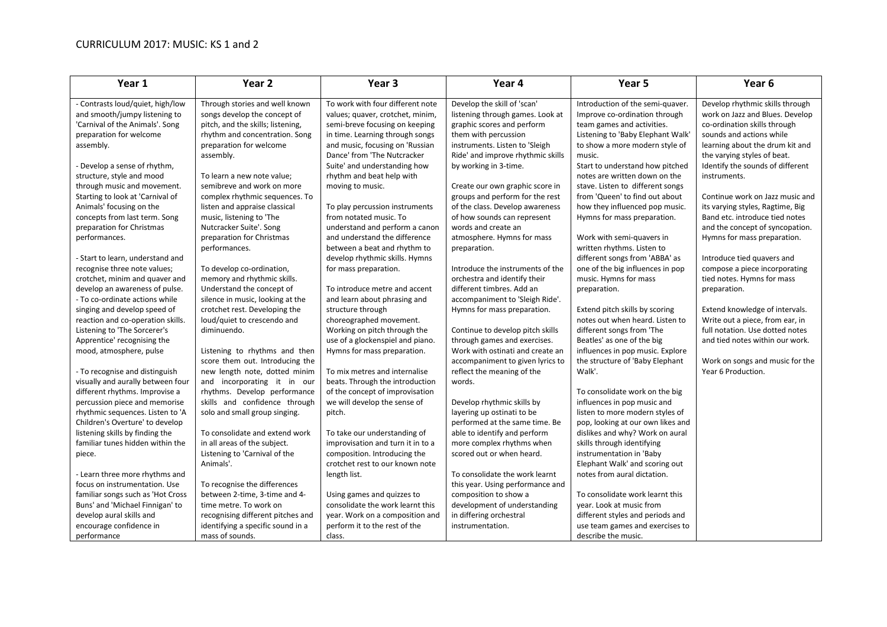## CURRICULUM 2017: MUSIC: KS 1 and 2

| Year 1 | Year 2 | Year 3 | Year 4 | Year 5 | Year 6 |
|---|---|---|---|---|---|
| - Contrasts loud/quiet, high/low and smooth/jumpy listening to 'Carnival of the Animals'. Song preparation for welcome assembly.<br><br>- Develop a sense of rhythm, structure, style and mood through music and movement. Starting to look at 'Carnival of Animals' focusing on the concepts from last term. Song preparation for Christmas performances.<br><br>- Start to learn, understand and recognise three note values; crotchet, minim and quaver and develop an awareness of pulse.<br>- To co-ordinate actions while singing and develop speed of reaction and co-operation skills. Listening to 'The Sorcerer's Apprentice' recognising the mood, atmosphere, pulse<br><br>- To recognise and distinguish visually and aurally between four different rhythms. Improvise a percussion piece and memorise rhythmic sequences. Listen to 'A Children's Overture' to develop listening skills by finding the familiar tunes hidden within the piece.<br><br>- Learn three more rhythms and focus on instrumentation. Use familiar songs such as 'Hot Cross Buns' and 'Michael Finnigan' to develop aural skills and encourage confidence in performance | Through stories and well known songs develop the concept of pitch, and the skills; listening, rhythm and concentration. Song preparation for welcome assembly.<br><br>To learn a new note value; semibreve and work on more complex rhythmic sequences. To listen and appraise classical music, listening to 'The Nutcracker Suite'. Song preparation for Christmas performances.<br><br>To develop co-ordination, memory and rhythmic skills. Understand the concept of silence in music, looking at the crotchet rest. Developing the loud/quiet to crescendo and diminuendo.<br><br>Listening to rhythms and then score them out. Introducing the new length note, dotted minim and incorporating it in our rhythms. Develop performance skills and confidence through solo and small group singing.<br><br>To consolidate and extend work in all areas of the subject. Listening to 'Carnival of the Animals'.<br><br>To recognise the differences between 2-time, 3-time and 4-time metre. To work on recognising different pitches and identifying a specific sound in a mass of sounds. | To work with four different note values; quaver, crotchet, minim, semi-breve focusing on keeping in time. Learning through songs and music, focusing on 'Russian Dance' from 'The Nutcracker Suite' and understanding how rhythm and beat help with moving to music.<br><br>To play percussion instruments from notated music. To understand and perform a canon and understand the difference between a beat and rhythm to develop rhythmic skills. Hymns for mass preparation.<br><br>To introduce metre and accent and learn about phrasing and structure through choreographed movement. Working on pitch through the use of a glockenspiel and piano. Hymns for mass preparation.<br><br>To mix metres and internalise beats. Through the introduction of the concept of improvisation we will develop the sense of pitch.<br><br>To take our understanding of improvisation and turn it in to a composition. Introducing the crotchet rest to our known note length list.<br><br>Using games and quizzes to consolidate the work learnt this year. Work on a composition and perform it to the rest of the class. | Develop the skill of 'scan' listening through games. Look at graphic scores and perform them with percussion instruments. Listen to 'Sleigh Ride' and improve rhythmic skills by working in 3-time.<br><br>Create our own graphic score in groups and perform for the rest of the class. Develop awareness of how sounds can represent words and create an atmosphere. Hymns for mass preparation.<br><br>Introduce the instruments of the orchestra and identify their different timbres. Add an accompaniment to 'Sleigh Ride'. Hymns for mass preparation.<br><br>Continue to develop pitch skills through games and exercises. Work with ostinati and create an accompaniment to given lyrics to reflect the meaning of the words.<br><br>Develop rhythmic skills by layering up ostinati to be performed at the same time. Be able to identify and perform more complex rhythms when scored out or when heard.<br><br>To consolidate the work learnt this year. Using performance and composition to show a development of understanding in differing orchestral instrumentation. | Introduction of the semi-quaver. Improve co-ordination through team games and activities. Listening to 'Baby Elephant Walk' to show a more modern style of music.<br>Start to understand how pitched notes are written down on the stave. Listen to different songs from 'Queen' to find out about how they influenced pop music. Hymns for mass preparation.<br><br>Work with semi-quavers in written rhythms. Listen to different songs from 'ABBA' as one of the big influences in pop music. Hymns for mass preparation.<br><br>Extend pitch skills by scoring notes out when heard. Listen to different songs from 'The Beatles' as one of the big influences in pop music. Explore the structure of 'Baby Elephant Walk'.<br><br>To consolidate work on the big influences in pop music and listen to more modern styles of pop, looking at our own likes and dislikes and why? Work on aural skills through identifying instrumentation in 'Baby Elephant Walk' and scoring out notes from aural dictation.<br><br>To consolidate work learnt this year. Look at music from different styles and periods and use team games and exercises to describe the music. | Develop rhythmic skills through work on Jazz and Blues. Develop co-ordination skills through sounds and actions while learning about the drum kit and the varying styles of beat. Identify the sounds of different instruments.<br><br>Continue work on Jazz music and its varying styles, Ragtime, Big Band etc. introduce tied notes and the concept of syncopation. Hymns for mass preparation.<br><br>Introduce tied quavers and compose a piece incorporating tied notes. Hymns for mass preparation.<br><br>Extend knowledge of intervals. Write out a piece, from ear, in full notation. Use dotted notes and tied notes within our work.<br><br>Work on songs and music for the Year 6 Production. |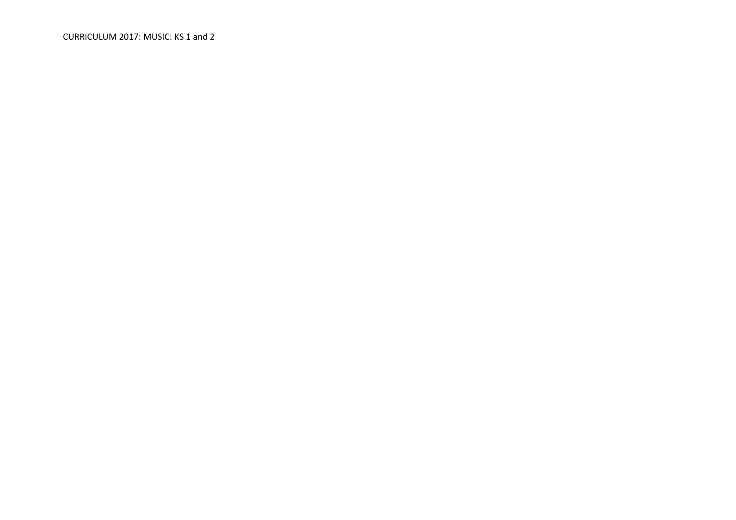CURRICULUM 2017: MUSIC: KS 1 and 2